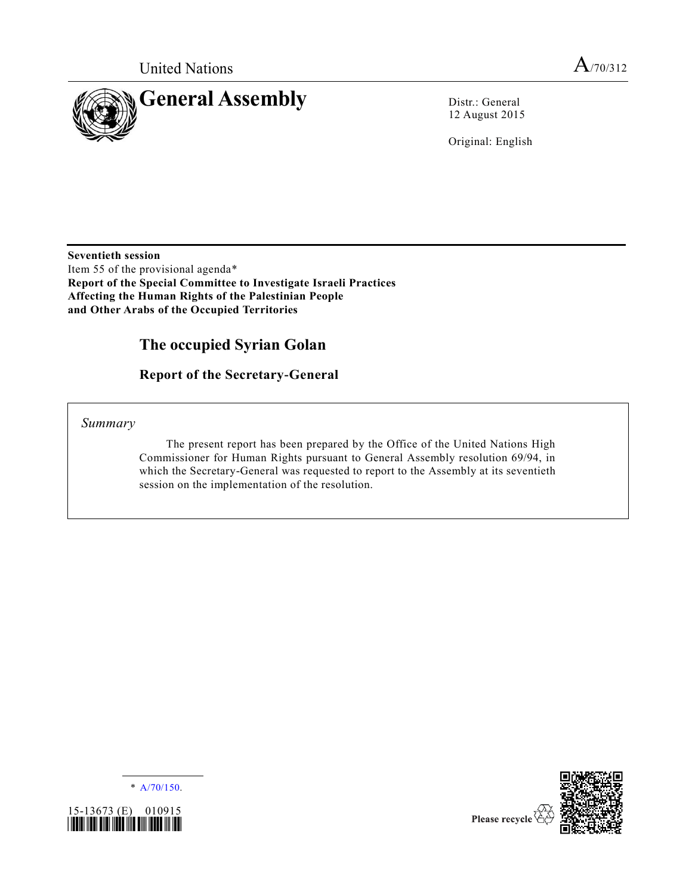United Nations

A/70/312

# General Assembly

Distr.: General
12 August 2015

Original: English

**Seventieth session**
Item 55 of the provisional agenda*
**Report of the Special Committee to Investigate Israeli Practices Affecting the Human Rights of the Palestinian People and Other Arabs of the Occupied Territories**

## The occupied Syrian Golan

### Report of the Secretary-General

*Summary*

The present report has been prepared by the Office of the United Nations High Commissioner for Human Rights pursuant to General Assembly resolution 69/94, in which the Secretary-General was requested to report to the Assembly at its seventieth session on the implementation of the resolution.

\* A/70/150.

15-13673 (E) 010915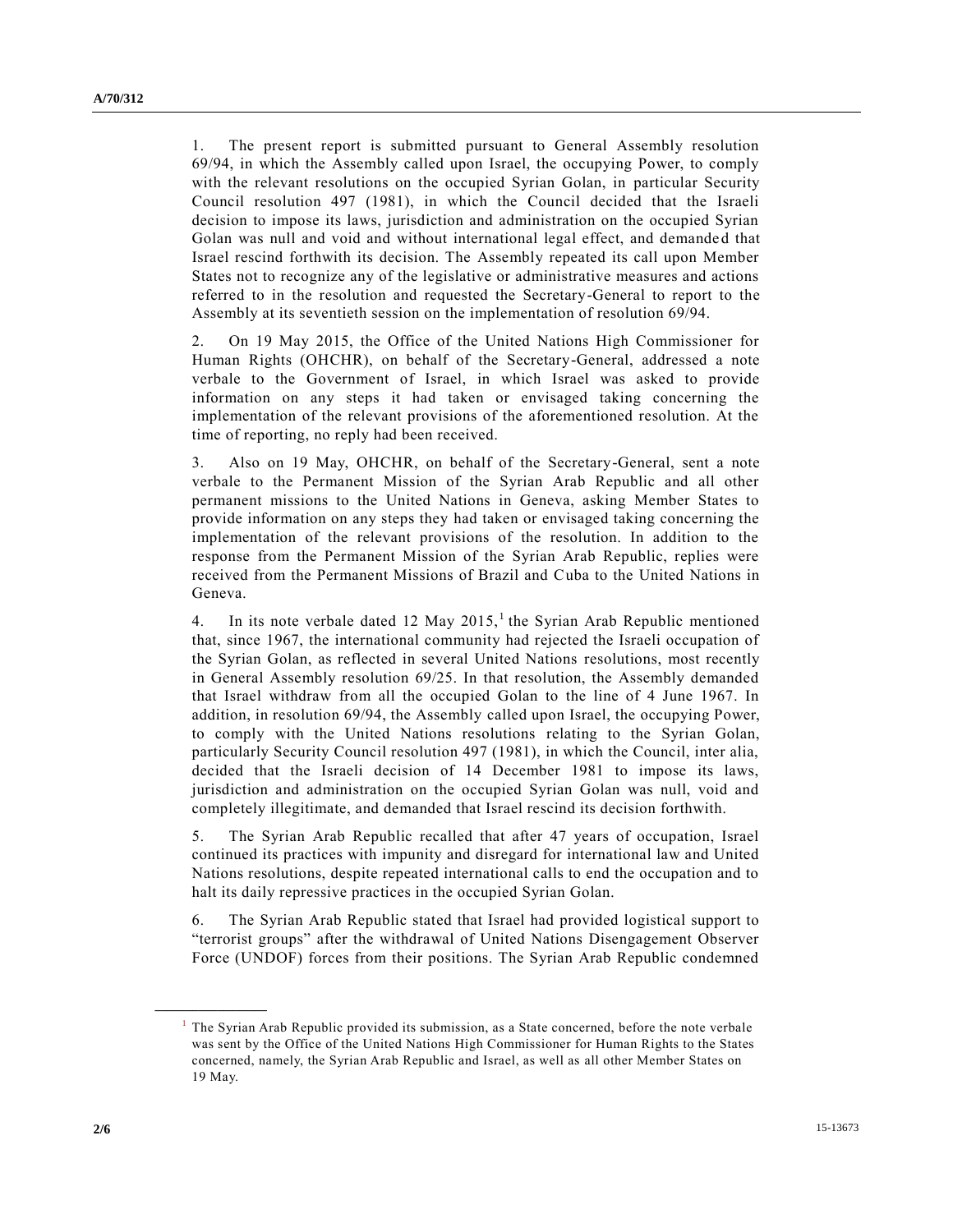1. The present report is submitted pursuant to General Assembly resolution 69/94, in which the Assembly called upon Israel, the occupying Power, to comply with the relevant resolutions on the occupied Syrian Golan, in particular Security Council resolution 497 (1981), in which the Council decided that the Israeli decision to impose its laws, jurisdiction and administration on the occupied Syrian Golan was null and void and without international legal effect, and demanded that Israel rescind forthwith its decision. The Assembly repeated its call upon Member States not to recognize any of the legislative or administrative measures and actions referred to in the resolution and requested the Secretary-General to report to the Assembly at its seventieth session on the implementation of resolution 69/94.

2. On 19 May 2015, the Office of the United Nations High Commissioner for Human Rights (OHCHR), on behalf of the Secretary-General, addressed a note verbale to the Government of Israel, in which Israel was asked to provide information on any steps it had taken or envisaged taking concerning the implementation of the relevant provisions of the aforementioned resolution. At the time of reporting, no reply had been received.

3. Also on 19 May, OHCHR, on behalf of the Secretary-General, sent a note verbale to the Permanent Mission of the Syrian Arab Republic and all other permanent missions to the United Nations in Geneva, asking Member States to provide information on any steps they had taken or envisaged taking concerning the implementation of the relevant provisions of the resolution. In addition to the response from the Permanent Mission of the Syrian Arab Republic, replies were received from the Permanent Missions of Brazil and Cuba to the United Nations in Geneva.

4. In its note verbale dated 12 May 2015,[1] the Syrian Arab Republic mentioned that, since 1967, the international community had rejected the Israeli occupation of the Syrian Golan, as reflected in several United Nations resolutions, most recently in General Assembly resolution 69/25. In that resolution, the Assembly demanded that Israel withdraw from all the occupied Golan to the line of 4 June 1967. In addition, in resolution 69/94, the Assembly called upon Israel, the occupying Power, to comply with the United Nations resolutions relating to the Syrian Golan, particularly Security Council resolution 497 (1981), in which the Council, inter alia, decided that the Israeli decision of 14 December 1981 to impose its laws, jurisdiction and administration on the occupied Syrian Golan was null, void and completely illegitimate, and demanded that Israel rescind its decision forthwith.

5. The Syrian Arab Republic recalled that after 47 years of occupation, Israel continued its practices with impunity and disregard for international law and United Nations resolutions, despite repeated international calls to end the occupation and to halt its daily repressive practices in the occupied Syrian Golan.

6. The Syrian Arab Republic stated that Israel had provided logistical support to "terrorist groups" after the withdrawal of United Nations Disengagement Observer Force (UNDOF) forces from their positions. The Syrian Arab Republic condemned

[1] The Syrian Arab Republic provided its submission, as a State concerned, before the note verbale was sent by the Office of the United Nations High Commissioner for Human Rights to the States concerned, namely, the Syrian Arab Republic and Israel, as well as all other Member States on 19 May.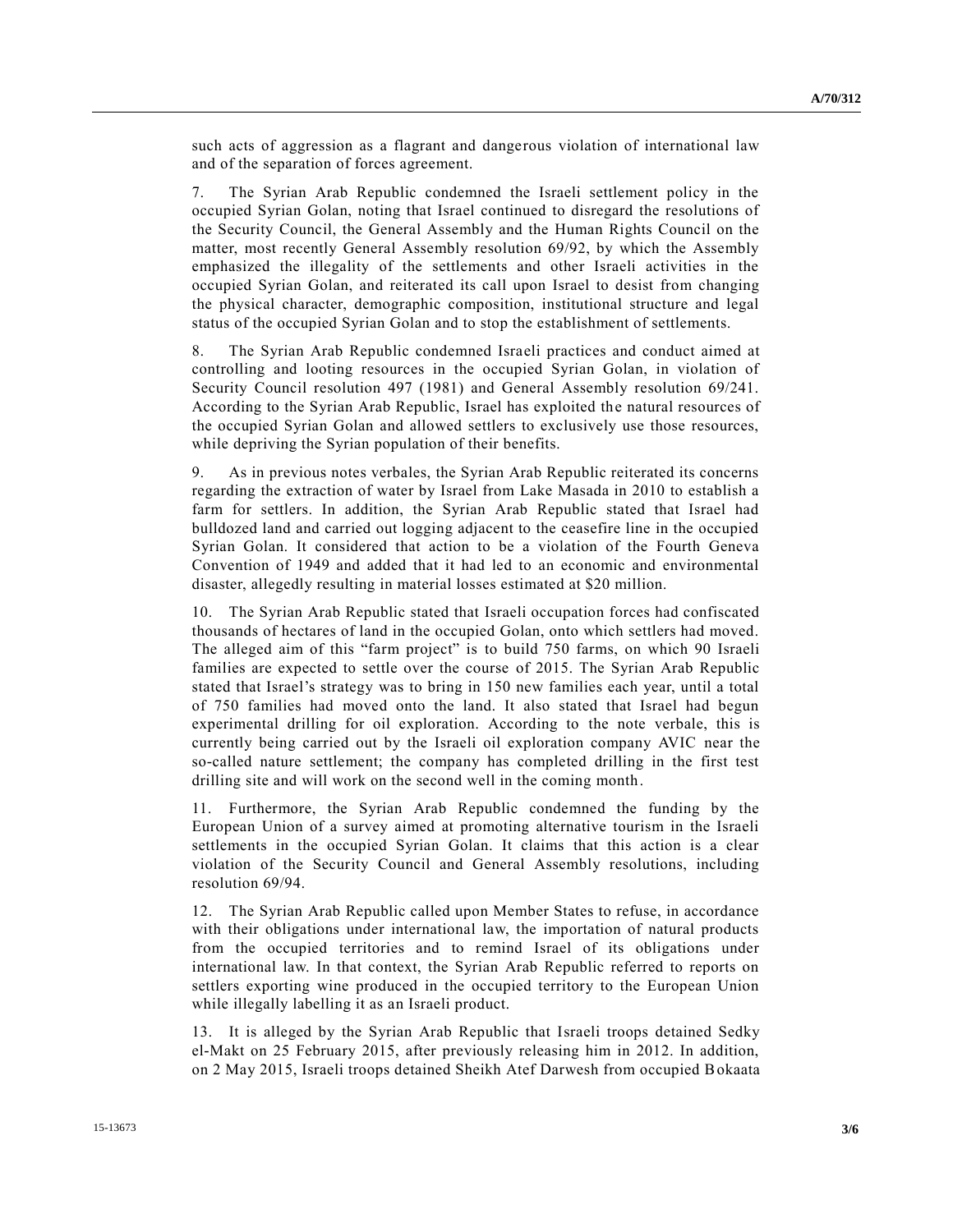such acts of aggression as a flagrant and dangerous violation of international law and of the separation of forces agreement.

7. The Syrian Arab Republic condemned the Israeli settlement policy in the occupied Syrian Golan, noting that Israel continued to disregard the resolutions of the Security Council, the General Assembly and the Human Rights Council on the matter, most recently General Assembly resolution 69/92, by which the Assembly emphasized the illegality of the settlements and other Israeli activities in the occupied Syrian Golan, and reiterated its call upon Israel to desist from changing the physical character, demographic composition, institutional structure and legal status of the occupied Syrian Golan and to stop the establishment of settlements.

8. The Syrian Arab Republic condemned Israeli practices and conduct aimed at controlling and looting resources in the occupied Syrian Golan, in violation of Security Council resolution 497 (1981) and General Assembly resolution 69/241. According to the Syrian Arab Republic, Israel has exploited the natural resources of the occupied Syrian Golan and allowed settlers to exclusively use those resources, while depriving the Syrian population of their benefits.

9. As in previous notes verbales, the Syrian Arab Republic reiterated its concerns regarding the extraction of water by Israel from Lake Masada in 2010 to establish a farm for settlers. In addition, the Syrian Arab Republic stated that Israel had bulldozed land and carried out logging adjacent to the ceasefire line in the occupied Syrian Golan. It considered that action to be a violation of the Fourth Geneva Convention of 1949 and added that it had led to an economic and environmental disaster, allegedly resulting in material losses estimated at \$20 million.

10. The Syrian Arab Republic stated that Israeli occupation forces had confiscated thousands of hectares of land in the occupied Golan, onto which settlers had moved. The alleged aim of this “farm project” is to build 750 farms, on which 90 Israeli families are expected to settle over the course of 2015. The Syrian Arab Republic stated that Israel’s strategy was to bring in 150 new families each year, until a total of 750 families had moved onto the land. It also stated that Israel had begun experimental drilling for oil exploration. According to the note verbale, this is currently being carried out by the Israeli oil exploration company AVIC near the so-called nature settlement; the company has completed drilling in the first test drilling site and will work on the second well in the coming month.

11. Furthermore, the Syrian Arab Republic condemned the funding by the European Union of a survey aimed at promoting alternative tourism in the Israeli settlements in the occupied Syrian Golan. It claims that this action is a clear violation of the Security Council and General Assembly resolutions, including resolution 69/94.

12. The Syrian Arab Republic called upon Member States to refuse, in accordance with their obligations under international law, the importation of natural products from the occupied territories and to remind Israel of its obligations under international law. In that context, the Syrian Arab Republic referred to reports on settlers exporting wine produced in the occupied territory to the European Union while illegally labelling it as an Israeli product.

13. It is alleged by the Syrian Arab Republic that Israeli troops detained Sedky el-Makt on 25 February 2015, after previously releasing him in 2012. In addition, on 2 May 2015, Israeli troops detained Sheikh Atef Darwesh from occupied Bokaata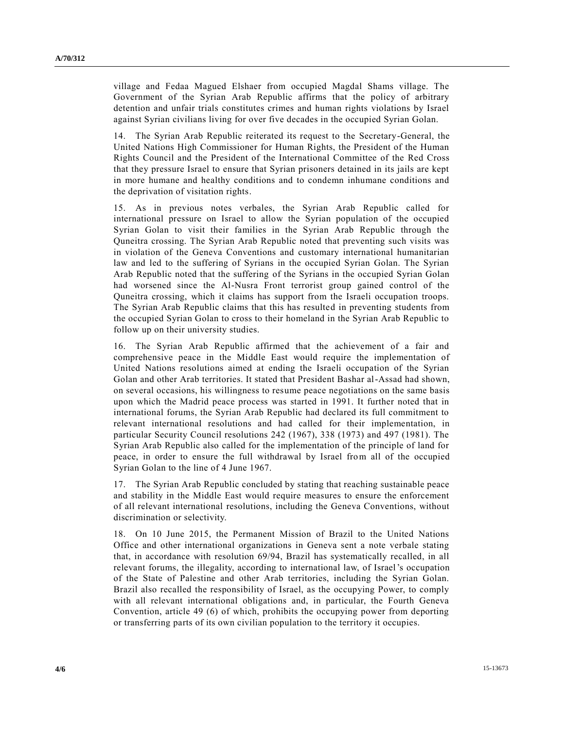village and Fedaa Magued Elshaer from occupied Magdal Shams village. The Government of the Syrian Arab Republic affirms that the policy of arbitrary detention and unfair trials constitutes crimes and human rights violations by Israel against Syrian civilians living for over five decades in the occupied Syrian Golan.

14. The Syrian Arab Republic reiterated its request to the Secretary-General, the United Nations High Commissioner for Human Rights, the President of the Human Rights Council and the President of the International Committee of the Red Cross that they pressure Israel to ensure that Syrian prisoners detained in its jails are kept in more humane and healthy conditions and to condemn inhumane conditions and the deprivation of visitation rights.

15. As in previous notes verbales, the Syrian Arab Republic called for international pressure on Israel to allow the Syrian population of the occupied Syrian Golan to visit their families in the Syrian Arab Republic through the Quneitra crossing. The Syrian Arab Republic noted that preventing such visits was in violation of the Geneva Conventions and customary international humanitarian law and led to the suffering of Syrians in the occupied Syrian Golan. The Syrian Arab Republic noted that the suffering of the Syrians in the occupied Syrian Golan had worsened since the Al-Nusra Front terrorist group gained control of the Quneitra crossing, which it claims has support from the Israeli occupation troops. The Syrian Arab Republic claims that this has resulted in preventing students from the occupied Syrian Golan to cross to their homeland in the Syrian Arab Republic to follow up on their university studies.

16. The Syrian Arab Republic affirmed that the achievement of a fair and comprehensive peace in the Middle East would require the implementation of United Nations resolutions aimed at ending the Israeli occupation of the Syrian Golan and other Arab territories. It stated that President Bashar al-Assad had shown, on several occasions, his willingness to resume peace negotiations on the same basis upon which the Madrid peace process was started in 1991. It further noted that in international forums, the Syrian Arab Republic had declared its full commitment to relevant international resolutions and had called for their implementation, in particular Security Council resolutions 242 (1967), 338 (1973) and 497 (1981). The Syrian Arab Republic also called for the implementation of the principle of land for peace, in order to ensure the full withdrawal by Israel from all of the occupied Syrian Golan to the line of 4 June 1967.

17. The Syrian Arab Republic concluded by stating that reaching sustainable peace and stability in the Middle East would require measures to ensure the enforcement of all relevant international resolutions, including the Geneva Conventions, without discrimination or selectivity.

18. On 10 June 2015, the Permanent Mission of Brazil to the United Nations Office and other international organizations in Geneva sent a note verbale stating that, in accordance with resolution 69/94, Brazil has systematically recalled, in all relevant forums, the illegality, according to international law, of Israel's occupation of the State of Palestine and other Arab territories, including the Syrian Golan. Brazil also recalled the responsibility of Israel, as the occupying Power, to comply with all relevant international obligations and, in particular, the Fourth Geneva Convention, article 49 (6) of which, prohibits the occupying power from deporting or transferring parts of its own civilian population to the territory it occupies.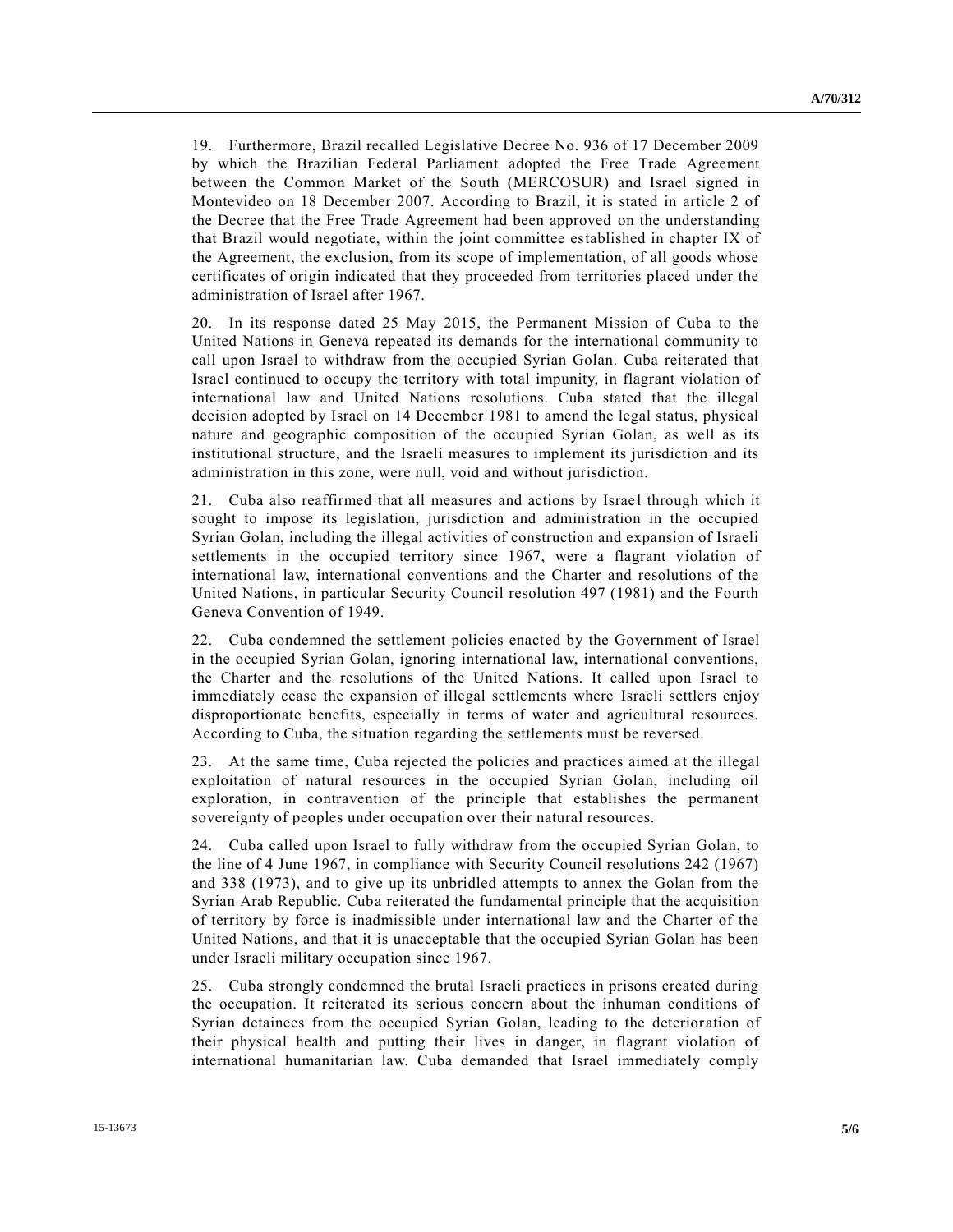19. Furthermore, Brazil recalled Legislative Decree No. 936 of 17 December 2009 by which the Brazilian Federal Parliament adopted the Free Trade Agreement between the Common Market of the South (MERCOSUR) and Israel signed in Montevideo on 18 December 2007. According to Brazil, it is stated in article 2 of the Decree that the Free Trade Agreement had been approved on the understanding that Brazil would negotiate, within the joint committee established in chapter IX of the Agreement, the exclusion, from its scope of implementation, of all goods whose certificates of origin indicated that they proceeded from territories placed under the administration of Israel after 1967.

20. In its response dated 25 May 2015, the Permanent Mission of Cuba to the United Nations in Geneva repeated its demands for the international community to call upon Israel to withdraw from the occupied Syrian Golan. Cuba reiterated that Israel continued to occupy the territory with total impunity, in flagrant violation of international law and United Nations resolutions. Cuba stated that the illegal decision adopted by Israel on 14 December 1981 to amend the legal status, physical nature and geographic composition of the occupied Syrian Golan, as well as its institutional structure, and the Israeli measures to implement its jurisdiction and its administration in this zone, were null, void and without jurisdiction.

21. Cuba also reaffirmed that all measures and actions by Israel through which it sought to impose its legislation, jurisdiction and administration in the occupied Syrian Golan, including the illegal activities of construction and expansion of Israeli settlements in the occupied territory since 1967, were a flagrant violation of international law, international conventions and the Charter and resolutions of the United Nations, in particular Security Council resolution 497 (1981) and the Fourth Geneva Convention of 1949.

22. Cuba condemned the settlement policies enacted by the Government of Israel in the occupied Syrian Golan, ignoring international law, international conventions, the Charter and the resolutions of the United Nations. It called upon Israel to immediately cease the expansion of illegal settlements where Israeli settlers enjoy disproportionate benefits, especially in terms of water and agricultural resources. According to Cuba, the situation regarding the settlements must be reversed.

23. At the same time, Cuba rejected the policies and practices aimed at the illegal exploitation of natural resources in the occupied Syrian Golan, including oil exploration, in contravention of the principle that establishes the permanent sovereignty of peoples under occupation over their natural resources.

24. Cuba called upon Israel to fully withdraw from the occupied Syrian Golan, to the line of 4 June 1967, in compliance with Security Council resolutions 242 (1967) and 338 (1973), and to give up its unbridled attempts to annex the Golan from the Syrian Arab Republic. Cuba reiterated the fundamental principle that the acquisition of territory by force is inadmissible under international law and the Charter of the United Nations, and that it is unacceptable that the occupied Syrian Golan has been under Israeli military occupation since 1967.

25. Cuba strongly condemned the brutal Israeli practices in prisons created during the occupation. It reiterated its serious concern about the inhuman conditions of Syrian detainees from the occupied Syrian Golan, leading to the deterioration of their physical health and putting their lives in danger, in flagrant violation of international humanitarian law. Cuba demanded that Israel immediately comply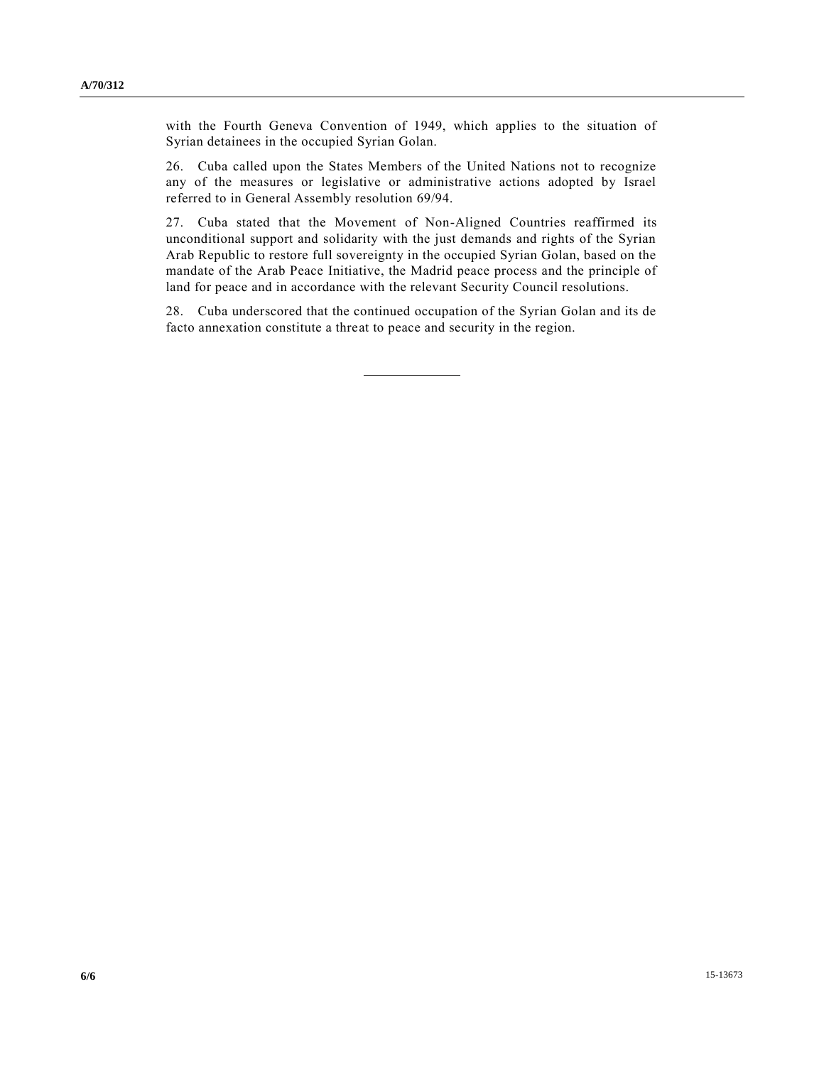with the Fourth Geneva Convention of 1949, which applies to the situation of Syrian detainees in the occupied Syrian Golan.

26. Cuba called upon the States Members of the United Nations not to recognize any of the measures or legislative or administrative actions adopted by Israel referred to in General Assembly resolution 69/94.

27. Cuba stated that the Movement of Non-Aligned Countries reaffirmed its unconditional support and solidarity with the just demands and rights of the Syrian Arab Republic to restore full sovereignty in the occupied Syrian Golan, based on the mandate of the Arab Peace Initiative, the Madrid peace process and the principle of land for peace and in accordance with the relevant Security Council resolutions.

28. Cuba underscored that the continued occupation of the Syrian Golan and its de facto annexation constitute a threat to peace and security in the region.